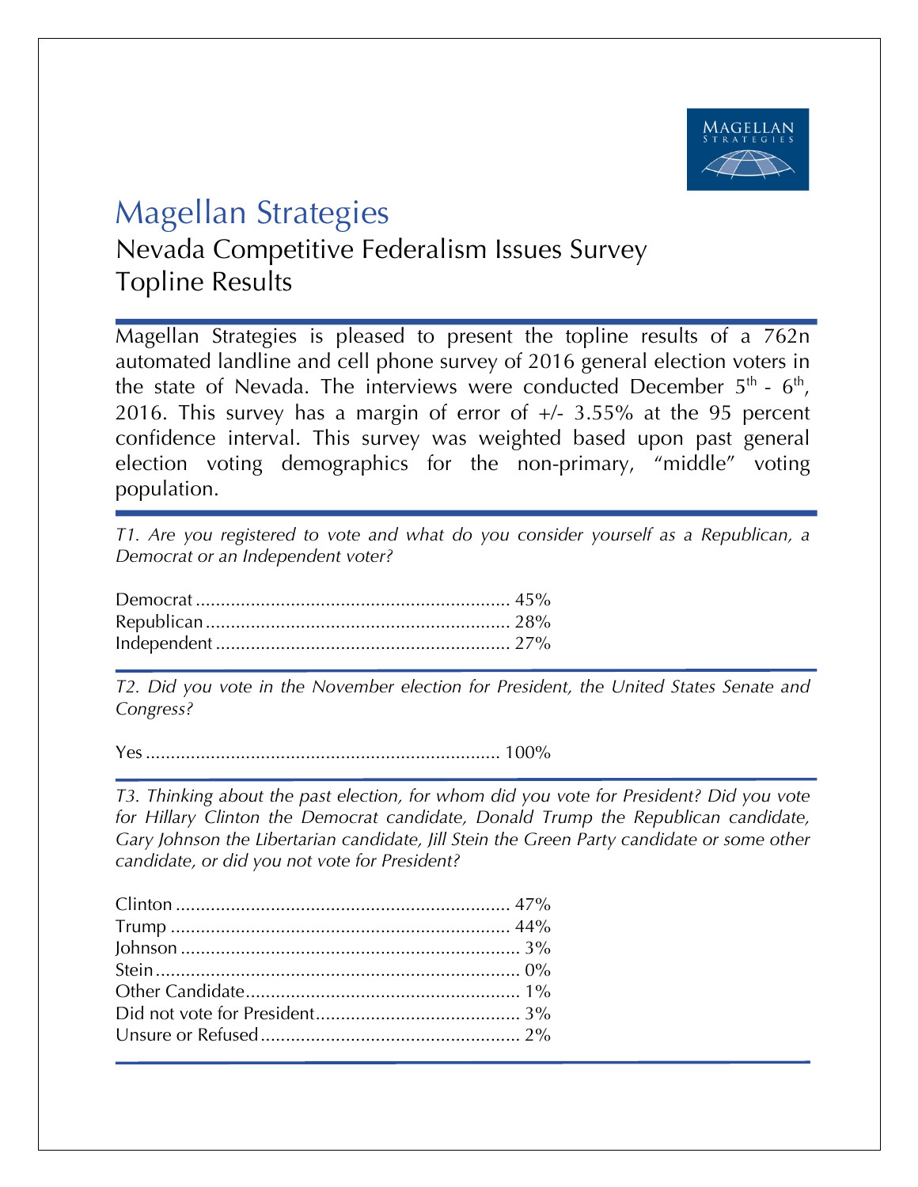# Magellan Strategies

## Nevada Competitive Federalism Issues Survey
## Topline Results

Magellan Strategies is pleased to present the topline results of a 762n automated landline and cell phone survey of 2016 general election voters in the state of Nevada. The interviews were conducted December 5th - 6th, 2016. This survey has a margin of error of +/- 3.55% at the 95 percent confidence interval. This survey was weighted based upon past general election voting demographics for the non-primary, "middle" voting population.

*T1. Are you registered to vote and what do you consider yourself as a Republican, a Democrat or an Independent voter?*

| | |
|---|---|
| Democrat | 45% |
| Republican | 28% |
| Independent | 27% |

*T2. Did you vote in the November election for President, the United States Senate and Congress?*

| | |
|---|---|
| Yes | 100% |

*T3. Thinking about the past election, for whom did you vote for President? Did you vote for Hillary Clinton the Democrat candidate, Donald Trump the Republican candidate, Gary Johnson the Libertarian candidate, Jill Stein the Green Party candidate or some other candidate, or did you not vote for President?*

| | |
|---|---|
| Clinton | 47% |
| Trump | 44% |
| Johnson | 3% |
| Stein | 0% |
| Other Candidate | 1% |
| Did not vote for President | 3% |
| Unsure or Refused | 2% |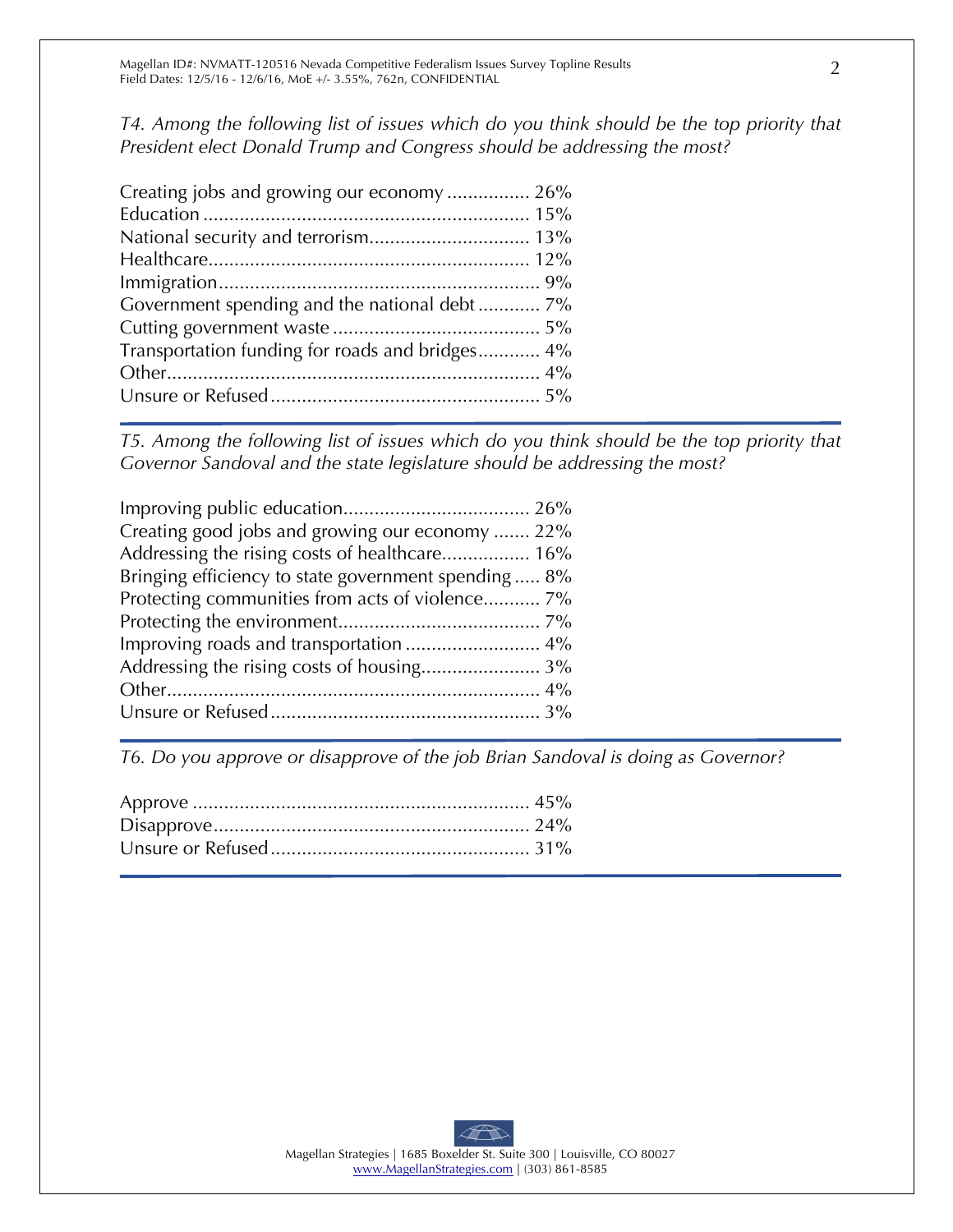*T4. Among the following list of issues which do you think should be the top priority that President elect Donald Trump and Congress should be addressing the most?*

| | |
|---|---|
| Creating jobs and growing our economy | 26% |
| Education | 15% |
| National security and terrorism | 13% |
| Healthcare | 12% |
| Immigration | 9% |
| Government spending and the national debt | 7% |
| Cutting government waste | 5% |
| Transportation funding for roads and bridges | 4% |
| Other | 4% |
| Unsure or Refused | 5% |

*T5. Among the following list of issues which do you think should be the top priority that Governor Sandoval and the state legislature should be addressing the most?*

| | |
|---|---|
| Improving public education | 26% |
| Creating good jobs and growing our economy | 22% |
| Addressing the rising costs of healthcare | 16% |
| Bringing efficiency to state government spending | 8% |
| Protecting communities from acts of violence | 7% |
| Protecting the environment | 7% |
| Improving roads and transportation | 4% |
| Addressing the rising costs of housing | 3% |
| Other | 4% |
| Unsure or Refused | 3% |

*T6. Do you approve or disapprove of the job Brian Sandoval is doing as Governor?*

| | |
|---|---|
| Approve | 45% |
| Disapprove | 24% |
| Unsure or Refused | 31% |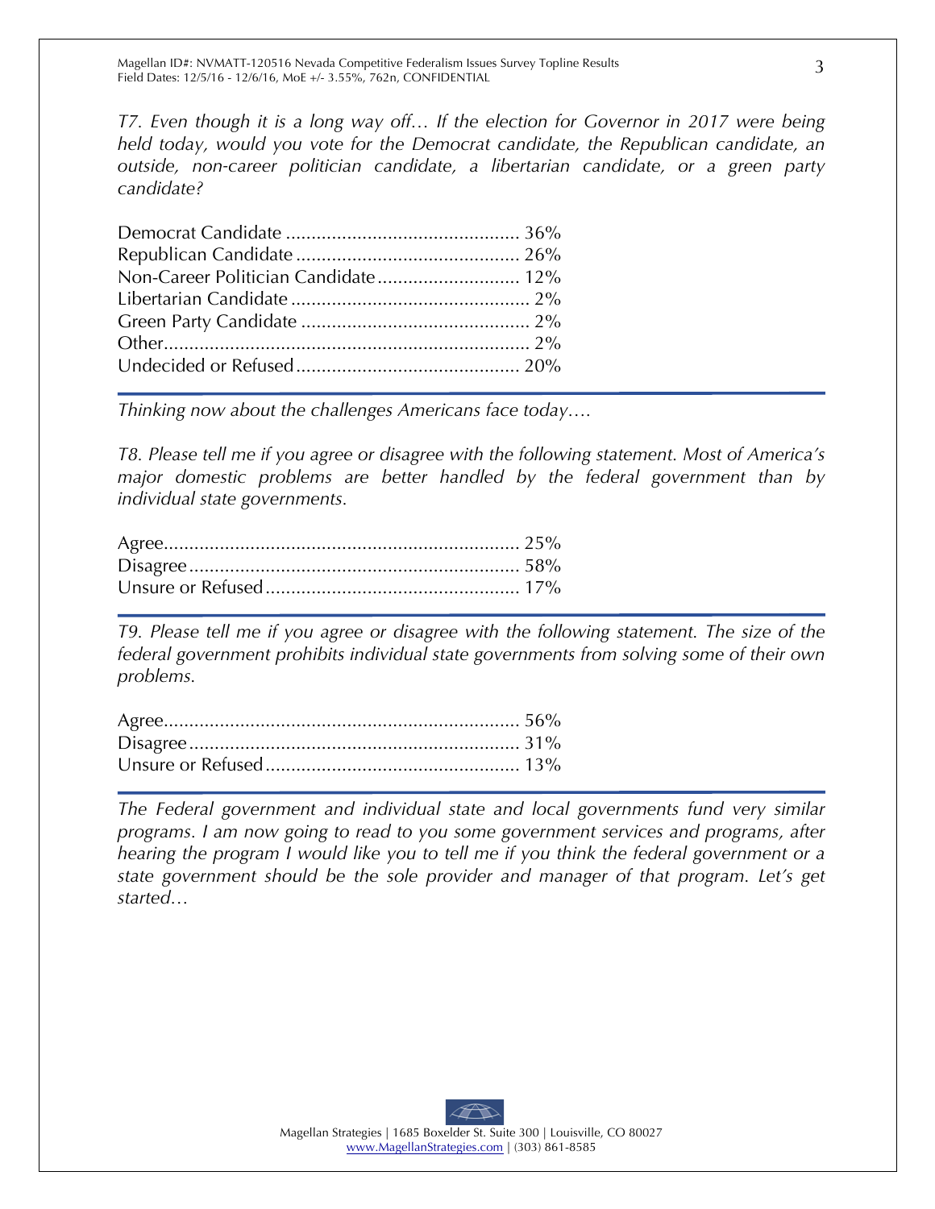*T7. Even though it is a long way off… If the election for Governor in 2017 were being held today, would you vote for the Democrat candidate, the Republican candidate, an outside, non-career politician candidate, a libertarian candidate, or a green party candidate?*

| | |
|---|---|
| Democrat Candidate | 36% |
| Republican Candidate | 26% |
| Non-Career Politician Candidate | 12% |
| Libertarian Candidate | 2% |
| Green Party Candidate | 2% |
| Other | 2% |
| Undecided or Refused | 20% |

---

*Thinking now about the challenges Americans face today….*

*T8. Please tell me if you agree or disagree with the following statement. Most of America's major domestic problems are better handled by the federal government than by individual state governments.*

| | |
|---|---|
| Agree | 25% |
| Disagree | 58% |
| Unsure or Refused | 17% |

---

*T9. Please tell me if you agree or disagree with the following statement. The size of the federal government prohibits individual state governments from solving some of their own problems.*

| | |
|---|---|
| Agree | 56% |
| Disagree | 31% |
| Unsure or Refused | 13% |

---

*The Federal government and individual state and local governments fund very similar programs. I am now going to read to you some government services and programs, after hearing the program I would like you to tell me if you think the federal government or a state government should be the sole provider and manager of that program. Let's get started…*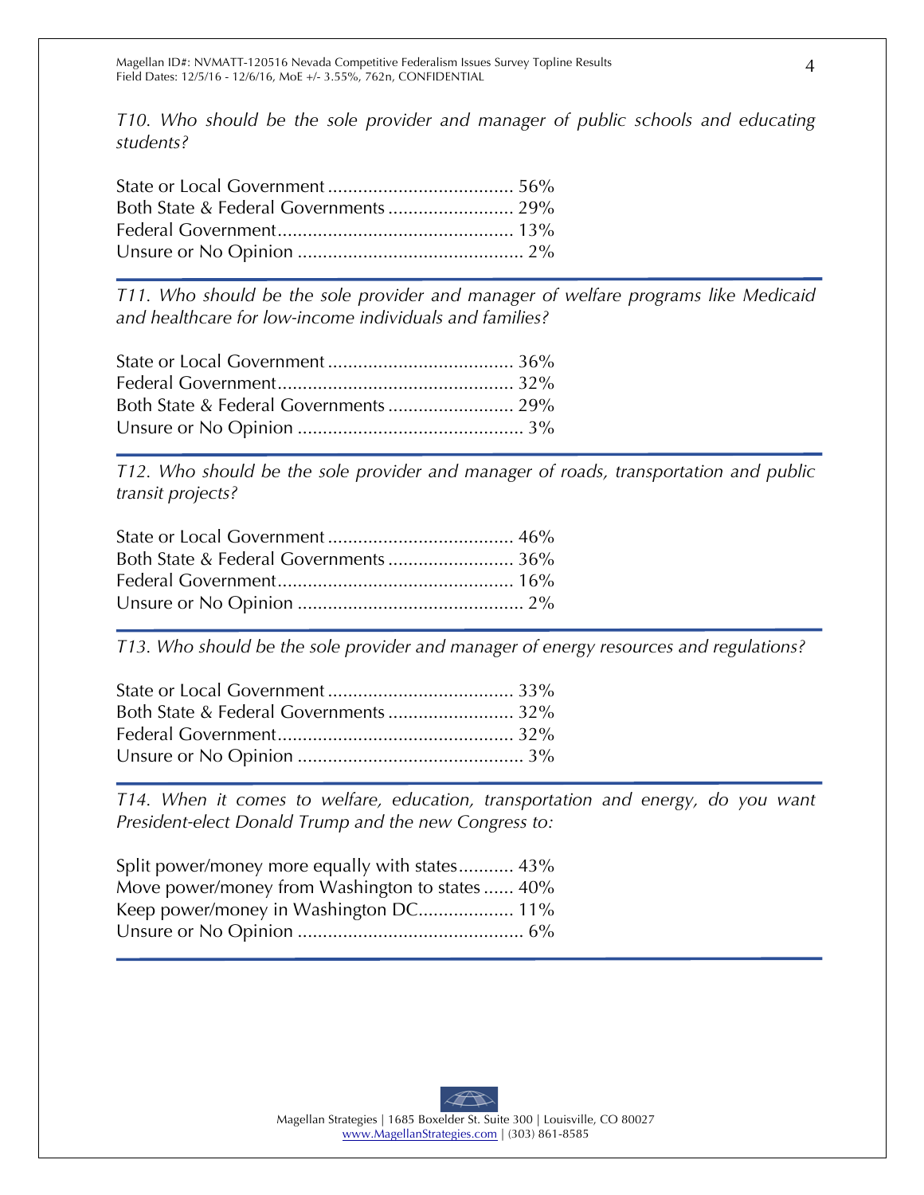*T10. Who should be the sole provider and manager of public schools and educating students?*

State or Local Government ..................................... 56%
Both State & Federal Governments ......................... 29%
Federal Government............................................... 13%
Unsure or No Opinion ............................................ 2%

*T11. Who should be the sole provider and manager of welfare programs like Medicaid and healthcare for low-income individuals and families?*

State or Local Government ..................................... 36%
Federal Government............................................... 32%
Both State & Federal Governments ......................... 29%
Unsure or No Opinion ............................................ 3%

*T12. Who should be the sole provider and manager of roads, transportation and public transit projects?*

State or Local Government ..................................... 46%
Both State & Federal Governments ......................... 36%
Federal Government............................................... 16%
Unsure or No Opinion ............................................ 2%

*T13. Who should be the sole provider and manager of energy resources and regulations?*

State or Local Government ..................................... 33%
Both State & Federal Governments ......................... 32%
Federal Government............................................... 32%
Unsure or No Opinion ............................................ 3%

*T14. When it comes to welfare, education, transportation and energy, do you want President-elect Donald Trump and the new Congress to:*

Split power/money more equally with states........... 43%
Move power/money from Washington to states ...... 40%
Keep power/money in Washington DC................... 11%
Unsure or No Opinion ............................................ 6%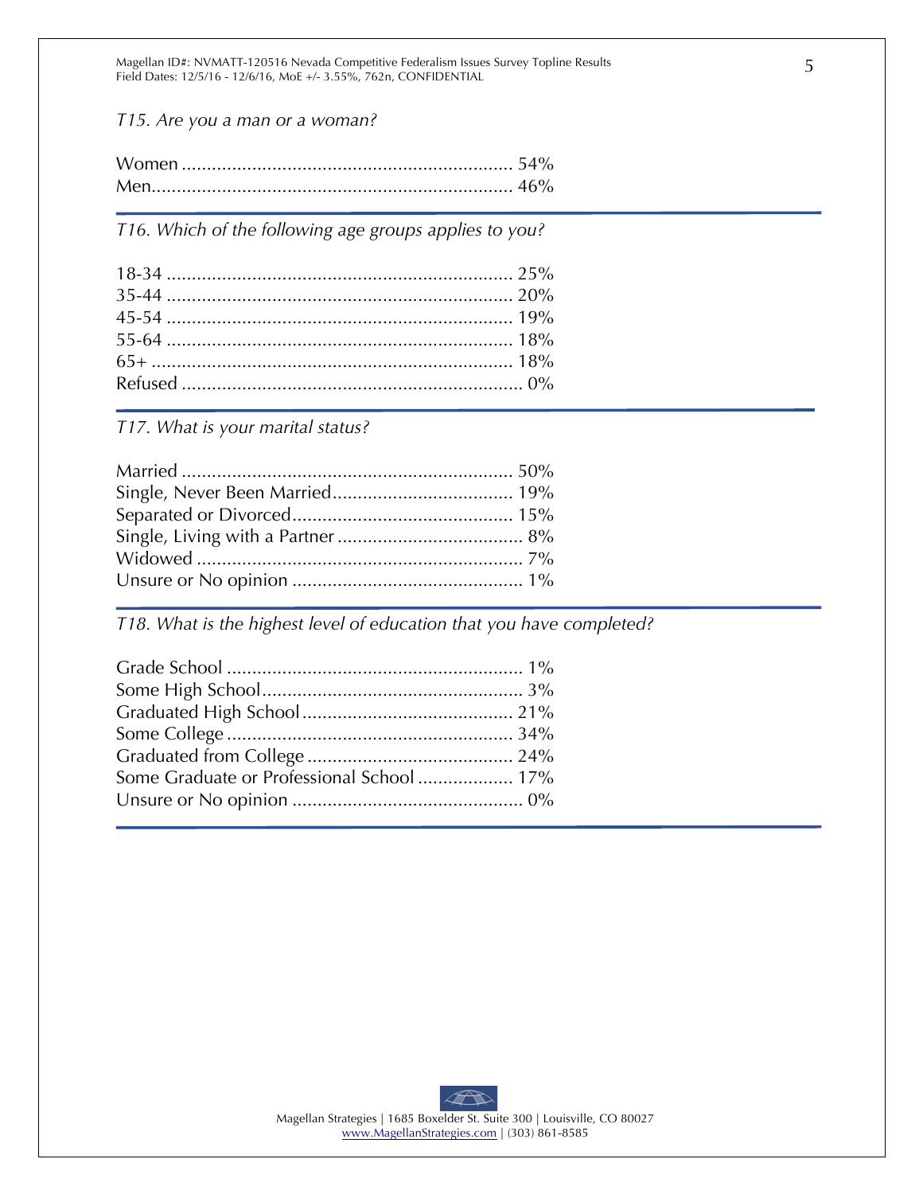*T15. Are you a man or a woman?*

| Response | Percent |
|---|---|
| Women | 54% |
| Men | 46% |

*T16. Which of the following age groups applies to you?*

| Response | Percent |
|---|---|
| 18-34 | 25% |
| 35-44 | 20% |
| 45-54 | 19% |
| 55-64 | 18% |
| 65+ | 18% |
| Refused | 0% |

*T17. What is your marital status?*

| Response | Percent |
|---|---|
| Married | 50% |
| Single, Never Been Married | 19% |
| Separated or Divorced | 15% |
| Single, Living with a Partner | 8% |
| Widowed | 7% |
| Unsure or No opinion | 1% |

*T18. What is the highest level of education that you have completed?*

| Response | Percent |
|---|---|
| Grade School | 1% |
| Some High School | 3% |
| Graduated High School | 21% |
| Some College | 34% |
| Graduated from College | 24% |
| Some Graduate or Professional School | 17% |
| Unsure or No opinion | 0% |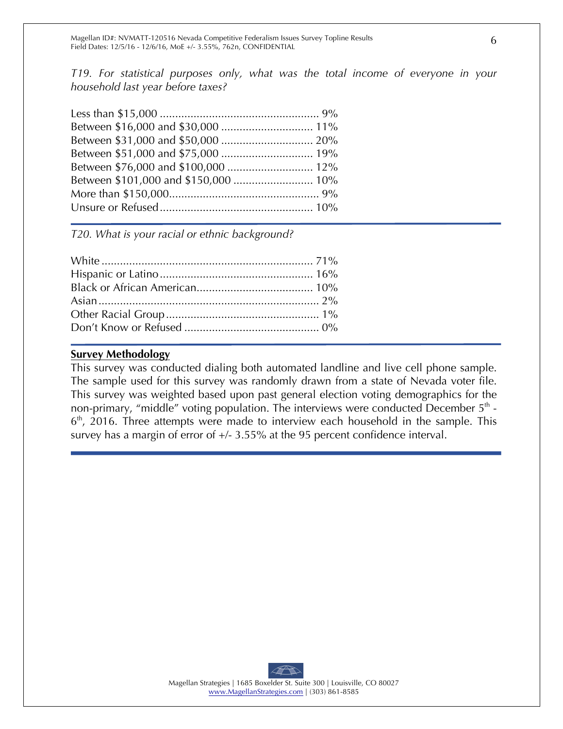*T19. For statistical purposes only, what was the total income of everyone in your household last year before taxes?*

Less than $15,000 .................................................... 9%
Between $16,000 and $30,000 .............................. 11%
Between $31,000 and $50,000 .............................. 20%
Between $51,000 and $75,000 .............................. 19%
Between $76,000 and $100,000 ............................ 12%
Between $101,000 and $150,000 .......................... 10%
More than $150,000................................................. 9%
Unsure or Refused .................................................. 10%

*T20. What is your racial or ethnic background?*

White ..................................................................... 71%
Hispanic or Latino .................................................. 16%
Black or African American...................................... 10%
Asian ........................................................................ 2%
Other Racial Group .................................................. 1%
Don't Know or Refused ............................................ 0%

## Survey Methodology

This survey was conducted dialing both automated landline and live cell phone sample. The sample used for this survey was randomly drawn from a state of Nevada voter file. This survey was weighted based upon past general election voting demographics for the non-primary, "middle" voting population. The interviews were conducted December 5th - 6th, 2016. Three attempts were made to interview each household in the sample. This survey has a margin of error of +/- 3.55% at the 95 percent confidence interval.